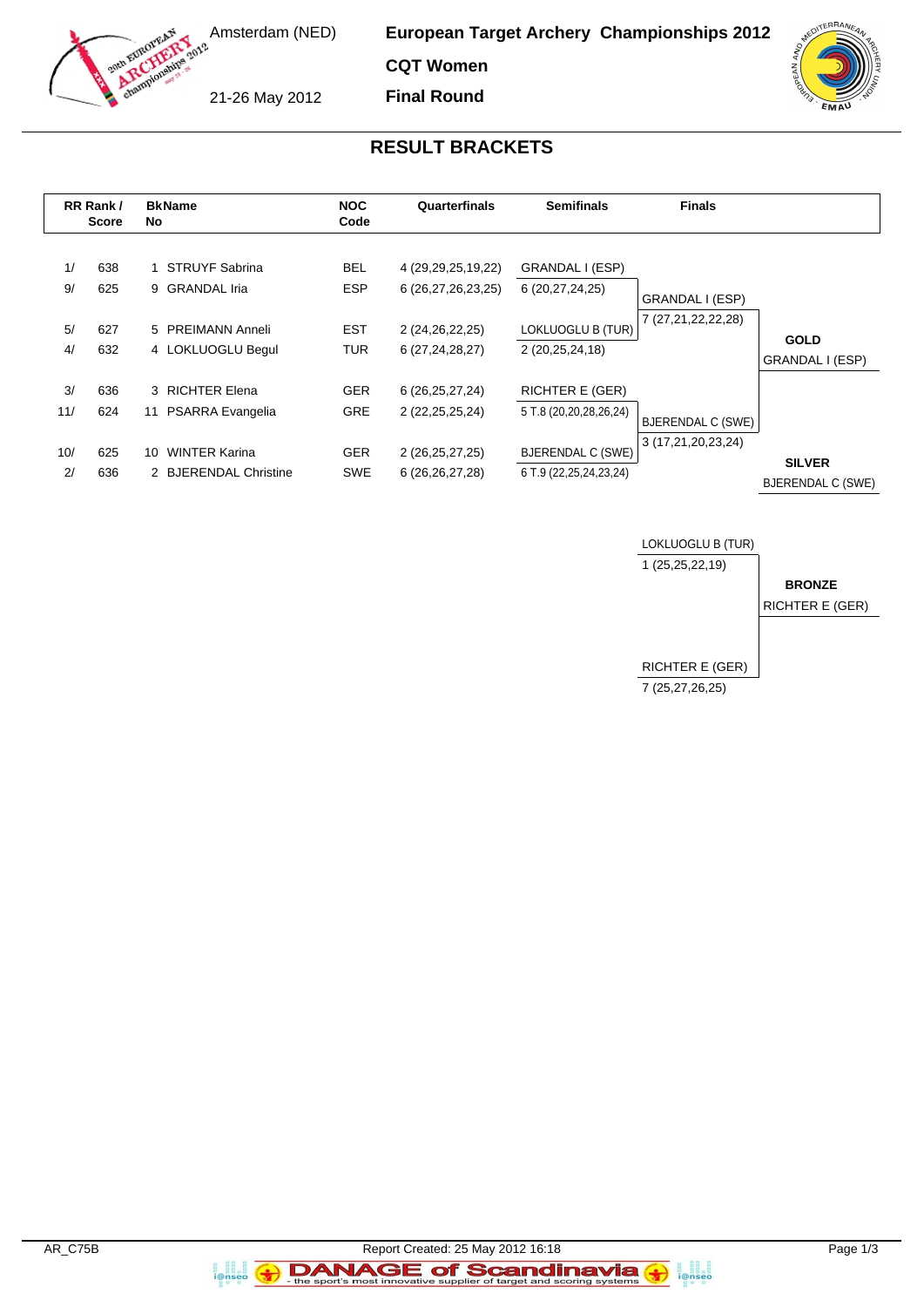# European Target Archery Championships 2012

**CQT Women**

**Final Round**

Amsterdam (NED)

21-26 May 2012

## RESULT BRACKETS

| RR Rank / | Score | BkNo | Name | NOC Code | Quarterfinals | Semifinals | Finals |
|---|---|---|---|---|---|---|---|
| 1/ | 638 | 1 | STRUYF Sabrina | BEL | 4 (29,29,25,19,22) | GRANDAL I (ESP) | |
| 9/ | 625 | 9 | GRANDAL Iria | ESP | 6 (26,27,26,23,25) | 6 (20,27,24,25) | GRANDAL I (ESP) |
| 5/ | 627 | 5 | PREIMANN Anneli | EST | 2 (24,26,22,25) | LOKLUOGLU B (TUR) | 7 (27,21,22,22,28) |
| 4/ | 632 | 4 | LOKLUOGLU Begul | TUR | 6 (27,24,28,27) | 2 (20,25,24,18) | |
| 3/ | 636 | 3 | RICHTER Elena | GER | 6 (26,25,27,24) | RICHTER E (GER) | |
| 11/ | 624 | 11 | PSARRA Evangelia | GRE | 2 (22,25,25,24) | 5 T.8 (20,20,28,26,24) | BJERENDAL C (SWE) |
| 10/ | 625 | 10 | WINTER Karina | GER | 2 (26,25,27,25) | BJERENDAL C (SWE) | 3 (17,21,20,23,24) |
| 2/ | 636 | 2 | BJERENDAL Christine | SWE | 6 (26,26,27,28) | 6 T.9 (22,25,24,23,24) | |

**GOLD**

GRANDAL I (ESP)

**SILVER**

BJERENDAL C (SWE)

### Bronze Match

| Archer | Score |
|---|---|
| LOKLUOGLU B (TUR) | 1 (25,25,22,19) |
| RICHTER E (GER) | 7 (25,27,26,25) |

**BRONZE**

RICHTER E (GER)

AR_C75B

Report Created: 25 May 2012 16:18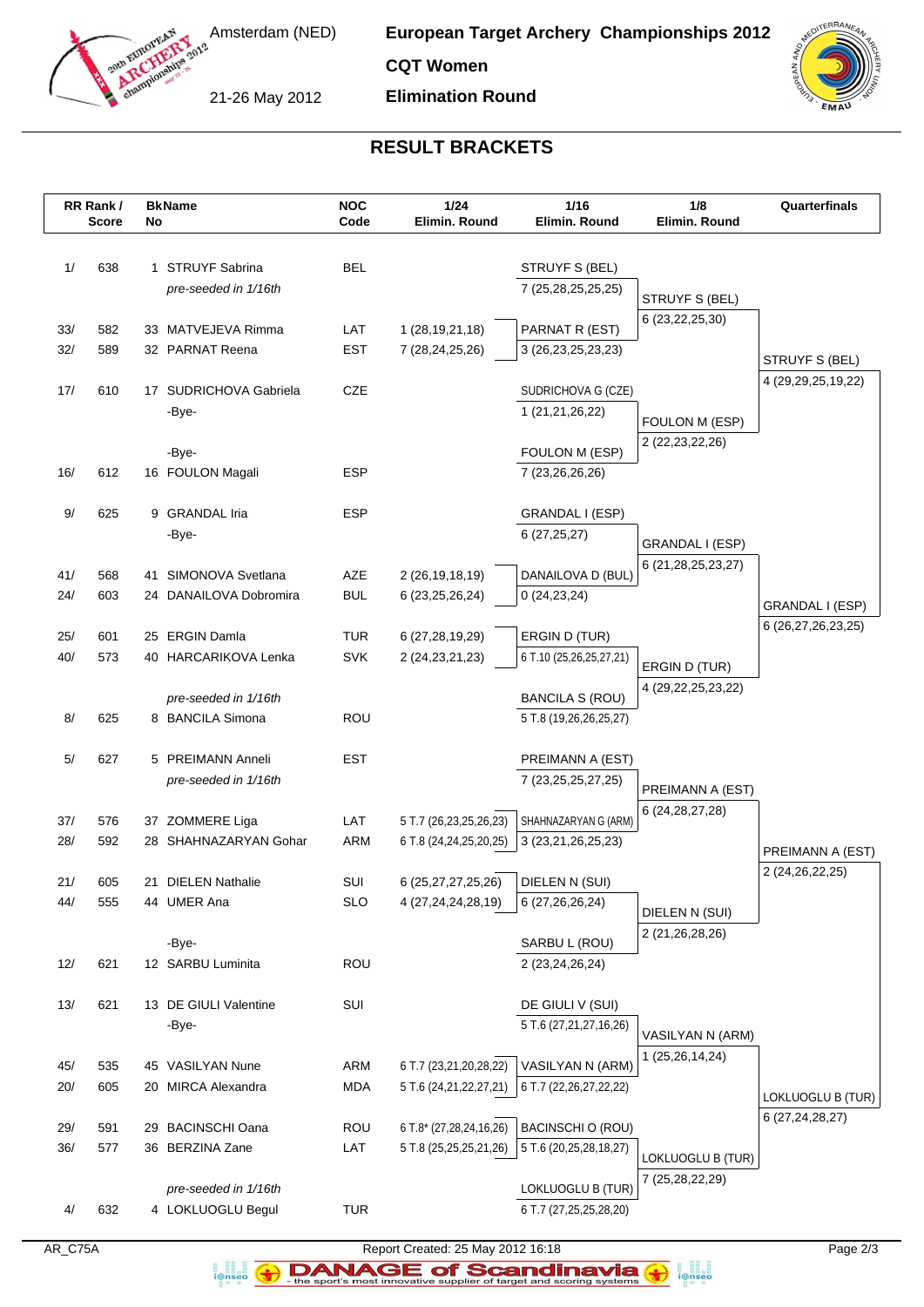Amsterdam (NED)

21-26 May 2012

**European Target Archery Championships 2012**

**CQT Women**

**Elimination Round**

## RESULT BRACKETS

| RR Rank / Score | | BkName No | | NOC Code | 1/24 Elimin. Round | 1/16 Elimin. Round | 1/8 Elimin. Round | Quarterfinals |
|---|---|---|---|---|---|---|---|---|
| 1/ | 638 | 1 | STRUYF Sabrina | BEL | | STRUYF S (BEL) | | |
| | | | *pre-seeded in 1/16th* | | | 7 (25,28,25,25,25) | STRUYF S (BEL) | |
| 33/ | 582 | 33 | MATVEJEVA Rimma | LAT | 1 (28,19,21,18) | PARNAT R (EST) | 6 (23,22,25,30) | |
| 32/ | 589 | 32 | PARNAT Reena | EST | 7 (28,24,25,26) | 3 (26,23,25,23,23) | | STRUYF S (BEL) |
| 17/ | 610 | 17 | SUDRICHOVA Gabriela | CZE | | SUDRICHOVA G (CZE) | | 4 (29,29,25,19,22) |
| | | | -Bye- | | | 1 (21,21,26,22) | FOULON M (ESP) | |
| | | | -Bye- | | | FOULON M (ESP) | 2 (22,23,22,26) | |
| 16/ | 612 | 16 | FOULON Magali | ESP | | 7 (23,26,26,26) | | |
| 9/ | 625 | 9 | GRANDAL Iria | ESP | | GRANDAL I (ESP) | | |
| | | | -Bye- | | | 6 (27,25,27) | GRANDAL I (ESP) | |
| 41/ | 568 | 41 | SIMONOVA Svetlana | AZE | 2 (26,19,18,19) | DANAILOVA D (BUL) | 6 (21,28,25,23,27) | |
| 24/ | 603 | 24 | DANAILOVA Dobromira | BUL | 6 (23,25,26,24) | 0 (24,23,24) | | GRANDAL I (ESP) |
| 25/ | 601 | 25 | ERGIN Damla | TUR | 6 (27,28,19,29) | ERGIN D (TUR) | | 6 (26,27,26,23,25) |
| 40/ | 573 | 40 | HARCARIKOVA Lenka | SVK | 2 (24,23,21,23) | 6 T.10 (25,26,25,27,21) | ERGIN D (TUR) | |
| | | | *pre-seeded in 1/16th* | | | BANCILA S (ROU) | 4 (29,22,25,23,22) | |
| 8/ | 625 | 8 | BANCILA Simona | ROU | | 5 T.8 (19,26,26,25,27) | | |
| 5/ | 627 | 5 | PREIMANN Anneli | EST | | PREIMANN A (EST) | | |
| | | | *pre-seeded in 1/16th* | | | 7 (23,25,25,27,25) | PREIMANN A (EST) | |
| 37/ | 576 | 37 | ZOMMERE Liga | LAT | 5 T.7 (26,23,25,26,23) | SHAHNAZARYAN G (ARM) | 6 (24,28,27,28) | |
| 28/ | 592 | 28 | SHAHNAZARYAN Gohar | ARM | 6 T.8 (24,24,25,20,25) | 3 (23,21,26,25,23) | | PREIMANN A (EST) |
| 21/ | 605 | 21 | DIELEN Nathalie | SUI | 6 (25,27,27,25,26) | DIELEN N (SUI) | | 2 (24,26,22,25) |
| 44/ | 555 | 44 | UMER Ana | SLO | 4 (27,24,24,28,19) | 6 (27,26,24) | DIELEN N (SUI) | |
| | | | -Bye- | | | SARBU L (ROU) | 2 (21,26,28,26) | |
| 12/ | 621 | 12 | SARBU Luminita | ROU | | 2 (23,24,26,24) | | |
| 13/ | 621 | 13 | DE GIULI Valentine | SUI | | DE GIULI V (SUI) | | |
| | | | -Bye- | | | 5 T.6 (27,21,27,16,26) | VASILYAN N (ARM) | |
| 45/ | 535 | 45 | VASILYAN Nune | ARM | 6 T.7 (23,21,20,28,22) | VASILYAN N (ARM) | 1 (25,26,14,24) | |
| 20/ | 605 | 20 | MIRCA Alexandra | MDA | 5 T.6 (24,21,22,27,21) | 6 T.7 (22,26,27,22,22) | | LOKLUOGLU B (TUR) |
| 29/ | 591 | 29 | BACINSCHI Oana | ROU | 6 T.8* (27,28,24,16,26) | BACINSCHI O (ROU) | | 6 (27,24,28,27) |
| 36/ | 577 | 36 | BERZINA Zane | LAT | 5 T.8 (25,25,25,21,26) | 5 T.6 (20,25,28,18,27) | LOKLUOGLU B (TUR) | |
| | | | *pre-seeded in 1/16th* | | | LOKLUOGLU B (TUR) | 7 (25,28,22,29) | |
| 4/ | 632 | 4 | LOKLUOGLU Begul | TUR | | 6 T.7 (27,25,25,28,20) | | |

AR_C75A — Report Created: 25 May 2012 16:18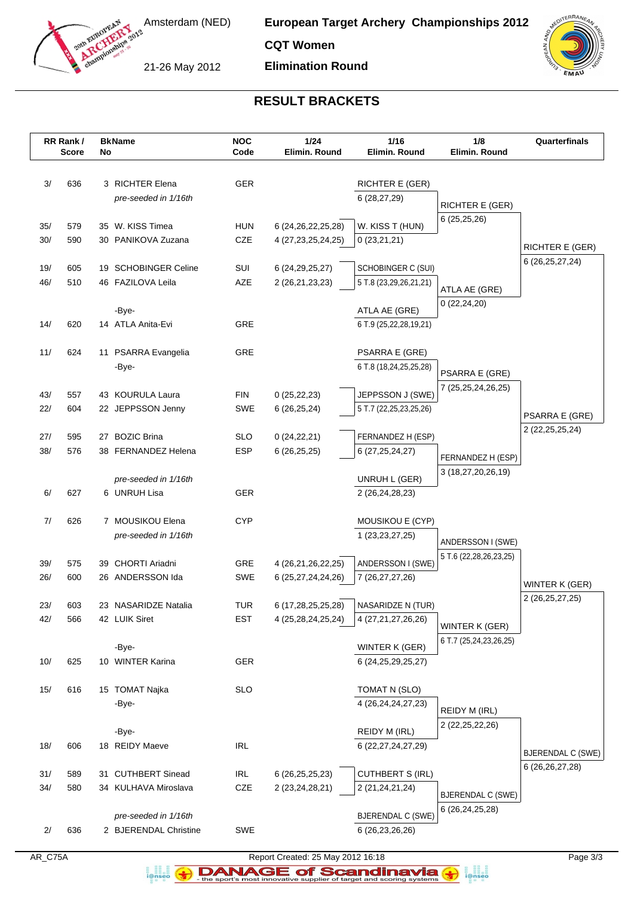Amsterdam (NED)

21-26 May 2012

**European Target Archery Championships 2012**

**CQT Women**

**Elimination Round**

## RESULT BRACKETS

| RR Rank / Score | BkNo | Name | NOC Code | 1/24 Elimin. Round | 1/16 Elimin. Round | 1/8 Elimin. Round | Quarterfinals |
|---|---|---|---|---|---|---|---|
| 3/ 636 | 3 | RICHTER Elena | GER | | RICHTER E (GER) | | |
| | | *pre-seeded in 1/16th* | | | 6 (28,27,29) | RICHTER E (GER) | |
| | | | | | | 6 (25,25,26) | |
| 35/ 579 | 35 | W. KISS Timea | HUN | 6 (24,26,22,25,28) | W. KISS T (HUN) | | |
| 30/ 590 | 30 | PANIKOVA Zuzana | CZE | 4 (27,23,25,24,25) | 0 (23,21,21) | | RICHTER E (GER) |
| | | | | | | | 6 (26,25,27,24) |
| 19/ 605 | 19 | SCHOBINGER Celine | SUI | 6 (24,29,25,27) | SCHOBINGER C (SUI) | | |
| 46/ 510 | 46 | FAZILOVA Leila | AZE | 2 (26,21,23,23) | 5 T.8 (23,29,26,21,21) | ATLA AE (GRE) | |
| | | | | | | 0 (22,24,20) | |
| | | -Bye- | | | ATLA AE (GRE) | | |
| 14/ 620 | 14 | ATLA Anita-Evi | GRE | | 6 T.9 (25,22,28,19,21) | | |
| 11/ 624 | 11 | PSARRA Evangelia | GRE | | PSARRA E (GRE) | | |
| | | -Bye- | | | 6 T.8 (18,24,25,25,28) | PSARRA E (GRE) | |
| | | | | | | 7 (25,25,24,26,25) | |
| 43/ 557 | 43 | KOURULA Laura | FIN | 0 (25,22,23) | JEPPSSON J (SWE) | | |
| 22/ 604 | 22 | JEPPSSON Jenny | SWE | 6 (26,25,24) | 5 T.7 (22,25,23,25,26) | | PSARRA E (GRE) |
| | | | | | | | 2 (22,25,25,24) |
| 27/ 595 | 27 | BOZIC Brina | SLO | 0 (24,22,21) | FERNANDEZ H (ESP) | | |
| 38/ 576 | 38 | FERNANDEZ Helena | ESP | 6 (26,25,25) | 6 (27,25,24,27) | FERNANDEZ H (ESP) | |
| | | | | | | 3 (18,27,20,26,19) | |
| | | *pre-seeded in 1/16th* | | | UNRUH L (GER) | | |
| 6/ 627 | 6 | UNRUH Lisa | GER | | 2 (26,24,28,23) | | |
| 7/ 626 | 7 | MOUSIKOU Elena | CYP | | MOUSIKOU E (CYP) | | |
| | | *pre-seeded in 1/16th* | | | 1 (23,23,27,25) | ANDERSSON I (SWE) | |
| | | | | | | 5 T.6 (22,28,26,23,25) | |
| 39/ 575 | 39 | CHORTI Ariadni | GRE | 4 (26,21,26,22,25) | ANDERSSON I (SWE) | | |
| 26/ 600 | 26 | ANDERSSON Ida | SWE | 6 (25,27,24,24,26) | 7 (26,27,27,26) | | WINTER K (GER) |
| | | | | | | | 2 (26,25,27,25) |
| 23/ 603 | 23 | NASARIDZE Natalia | TUR | 6 (17,28,25,25,28) | NASARIDZE N (TUR) | | |
| 42/ 566 | 42 | LUIK Siret | EST | 4 (25,28,24,25,24) | 4 (27,21,27,26,26) | WINTER K (GER) | |
| | | | | | | 6 T.7 (25,24,23,26,25) | |
| | | -Bye- | | | WINTER K (GER) | | |
| 10/ 625 | 10 | WINTER Karina | GER | | 6 (24,25,29,25,27) | | |
| 15/ 616 | 15 | TOMAT Najka | SLO | | TOMAT N (SLO) | | |
| | | -Bye- | | | 4 (26,24,24,27,23) | REIDY M (IRL) | |
| | | | | | | 2 (22,25,22,26) | |
| | | -Bye- | | | REIDY M (IRL) | | |
| 18/ 606 | 18 | REIDY Maeve | IRL | | 6 (22,27,24,27,29) | | BJERENDAL C (SWE) |
| | | | | | | | 6 (26,26,27,28) |
| 31/ 589 | 31 | CUTHBERT Sinead | IRL | 6 (26,25,25,23) | CUTHBERT S (IRL) | | |
| 34/ 580 | 34 | KULHAVA Miroslava | CZE | 2 (23,24,28,21) | 2 (21,24,21,24) | BJERENDAL C (SWE) | |
| | | | | | | 6 (26,24,25,28) | |
| | | *pre-seeded in 1/16th* | | | BJERENDAL C (SWE) | | |
| 2/ 636 | 2 | BJERENDAL Christine | SWE | | 6 (26,23,26,26) | | |

AR_C75A

Report Created: 25 May 2012 16:18

DANAGE of Scandinavia - the sport's most innovative supplier of target and scoring systems